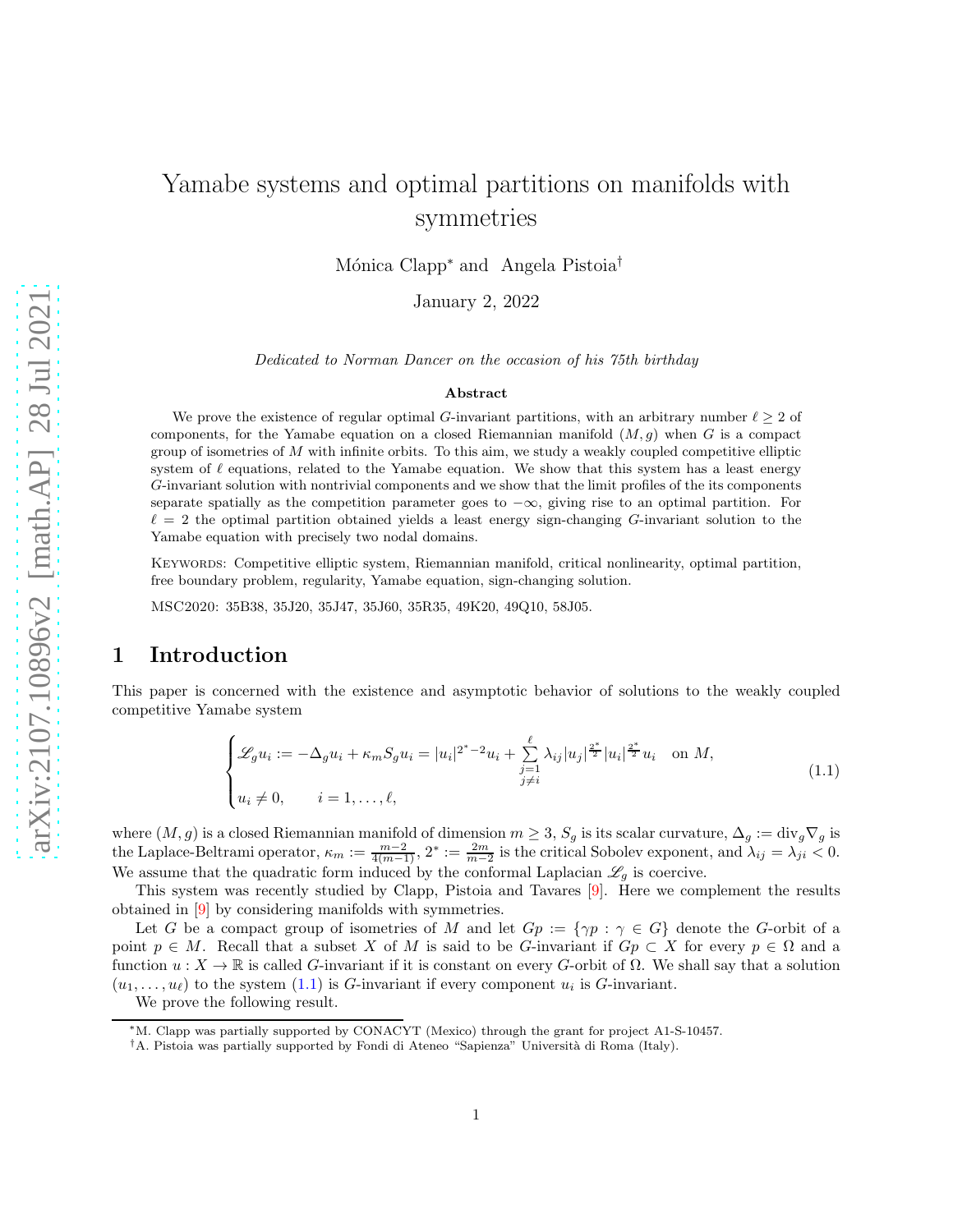# Yamabe systems and optimal partitions on manifolds with symmetries

Mónica Clapp* and Angela Pistoia†

January 2, 2022

*Dedicated to Norman Dancer on the occasion of his 75th birthday*

**Abstract**

We prove the existence of regular optimal $G$-invariant partitions, with an arbitrary number $\ell \geq 2$ of components, for the Yamabe equation on a closed Riemannian manifold $(M, g)$ when $G$ is a compact group of isometries of $M$ with infinite orbits. To this aim, we study a weakly coupled competitive elliptic system of $\ell$ equations, related to the Yamabe equation. We show that this system has a least energy $G$-invariant solution with nontrivial components and we show that the limit profiles of the its components separate spatially as the competition parameter goes to $-\infty$, giving rise to an optimal partition. For $\ell = 2$ the optimal partition obtained yields a least energy sign-changing $G$-invariant solution to the Yamabe equation with precisely two nodal domains.

Keywords: Competitive elliptic system, Riemannian manifold, critical nonlinearity, optimal partition, free boundary problem, regularity, Yamabe equation, sign-changing solution.

MSC2020: 35B38, 35J20, 35J47, 35J60, 35R35, 49K20, 49Q10, 58J05.

## 1 Introduction

This paper is concerned with the existence and asymptotic behavior of solutions to the weakly coupled competitive Yamabe system

$$
\begin{cases}
\mathscr{L}_g u_i := -\Delta_g u_i + \kappa_m S_g u_i = |u_i|^{2^*-2}u_i + \sum\limits_{\substack{j=1\\ j\neq i}}^{\ell} \lambda_{ij}|u_j|^{\frac{2^*}{2}}|u_i|^{\frac{2^*}{2}}u_i \quad \text{on } M,\\
u_i \neq 0, \qquad i = 1, \ldots, \ell,
\end{cases}
\tag{1.1}
$$

where $(M, g)$ is a closed Riemannian manifold of dimension $m \geq 3$, $S_g$ is its scalar curvature, $\Delta_g := \mathrm{div}_g \nabla_g$ is the Laplace-Beltrami operator, $\kappa_m := \frac{m-2}{4(m-1)}$, $2^* := \frac{2m}{m-2}$ is the critical Sobolev exponent, and $\lambda_{ij} = \lambda_{ji} < 0$. We assume that the quadratic form induced by the conformal Laplacian $\mathscr{L}_g$ is coercive.

This system was recently studied by Clapp, Pistoia and Tavares [9]. Here we complement the results obtained in [9] by considering manifolds with symmetries.

Let $G$ be a compact group of isometries of $M$ and let $Gp := \{\gamma p : \gamma \in G\}$ denote the $G$-orbit of a point $p \in M$. Recall that a subset $X$ of $M$ is said to be $G$-invariant if $Gp \subset X$ for every $p \in \Omega$ and a function $u : X \to \mathbb{R}$ is called $G$-invariant if it is constant on every $G$-orbit of $\Omega$. We shall say that a solution $(u_1, \ldots, u_\ell)$ to the system (1.1) is $G$-invariant if every component $u_i$ is $G$-invariant.

We prove the following result.

---

*M. Clapp was partially supported by CONACYT (Mexico) through the grant for project A1-S-10457.

†A. Pistoia was partially supported by Fondi di Ateneo "Sapienza" Università di Roma (Italy).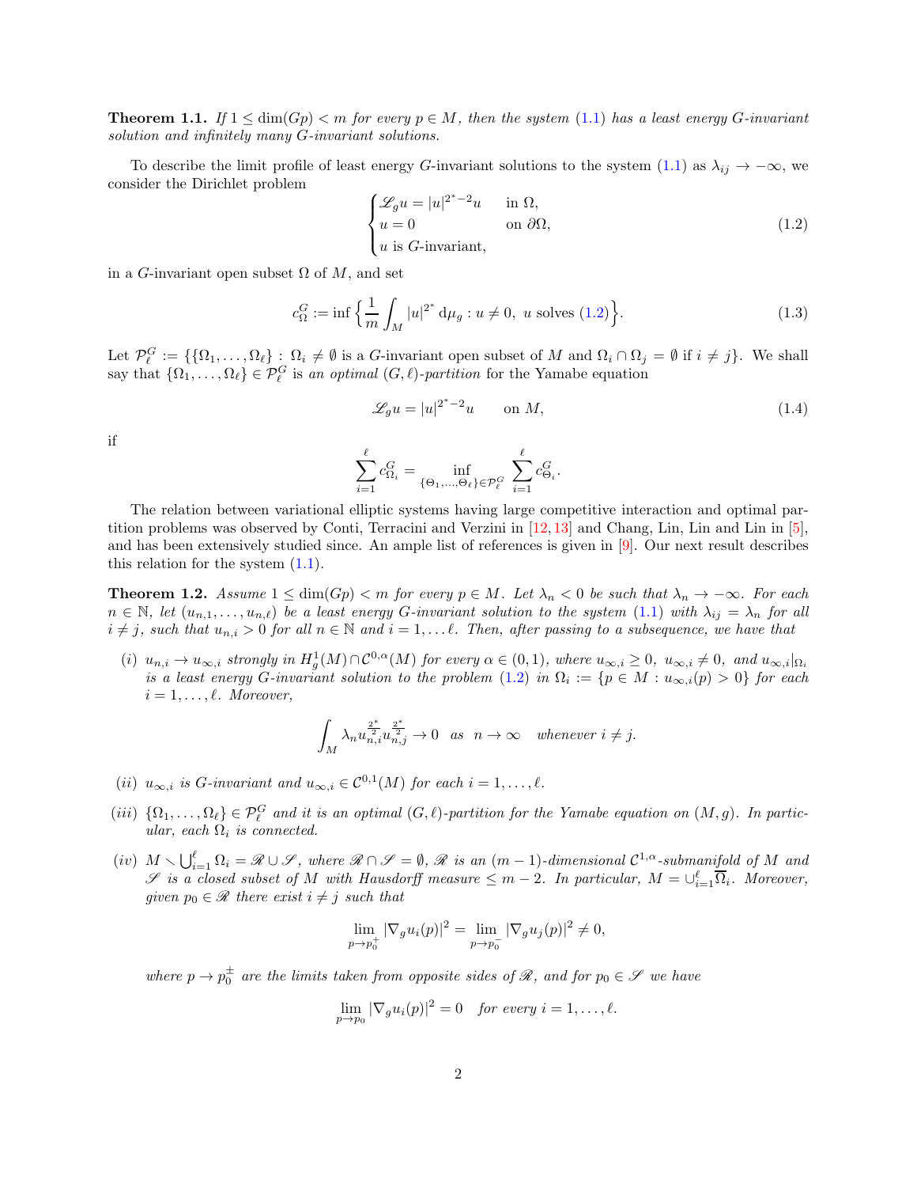**Theorem 1.1.** *If $1 \leq \dim(Gp) < m$ for every $p \in M$, then the system (1.1) has a least energy $G$-invariant solution and infinitely many $G$-invariant solutions.*

To describe the limit profile of least energy $G$-invariant solutions to the system (1.1) as $\lambda_{ij} \to -\infty$, we consider the Dirichlet problem

$$\begin{cases} \mathscr{L}_g u = |u|^{2^*-2}u & \text{in } \Omega, \\ u = 0 & \text{on } \partial\Omega, \\ u \text{ is } G\text{-invariant}, \end{cases} \tag{1.2}$$

in a $G$-invariant open subset $\Omega$ of $M$, and set

$$c_\Omega^G := \inf\Big\{ \frac{1}{m}\int_M |u|^{2^*}\,\mathrm{d}\mu_g : u \neq 0,\ u \text{ solves (1.2)} \Big\}. \tag{1.3}$$

Let $\mathcal{P}_\ell^G := \{\{\Omega_1, \ldots, \Omega_\ell\} : \Omega_i \neq \emptyset$ is a $G$-invariant open subset of $M$ and $\Omega_i \cap \Omega_j = \emptyset$ if $i \neq j\}$. We shall say that $\{\Omega_1, \ldots, \Omega_\ell\} \in \mathcal{P}_\ell^G$ is *an optimal $(G,\ell)$-partition* for the Yamabe equation

$$\mathscr{L}_g u = |u|^{2^*-2}u \qquad \text{on } M, \tag{1.4}$$

if

$$\sum_{i=1}^{\ell} c_{\Omega_i}^G = \inf_{\{\Theta_1,\ldots,\Theta_\ell\}\in\mathcal{P}_\ell^G} \sum_{i=1}^{\ell} c_{\Theta_i}^G.$$

The relation between variational elliptic systems having large competitive interaction and optimal partition problems was observed by Conti, Terracini and Verzini in [12,13] and Chang, Lin, Lin and Lin in [5], and has been extensively studied since. An ample list of references is given in [9]. Our next result describes this relation for the system (1.1).

**Theorem 1.2.** *Assume $1 \leq \dim(Gp) < m$ for every $p \in M$. Let $\lambda_n < 0$ be such that $\lambda_n \to -\infty$. For each $n \in \mathbb{N}$, let $(u_{n,1}, \ldots, u_{n,\ell})$ be a least energy $G$-invariant solution to the system (1.1) with $\lambda_{ij} = \lambda_n$ for all $i \neq j$, such that $u_{n,i} > 0$ for all $n \in \mathbb{N}$ and $i = 1, \ldots \ell$. Then, after passing to a subsequence, we have that*

*(i) $u_{n,i} \to u_{\infty,i}$ strongly in $H_g^1(M) \cap \mathcal{C}^{0,\alpha}(M)$ for every $\alpha \in (0,1)$, where $u_{\infty,i} \geq 0$, $u_{\infty,i} \neq 0$, and $u_{\infty,i}|_{\Omega_i}$ is a least energy $G$-invariant solution to the problem (1.2) in $\Omega_i := \{p \in M : u_{\infty,i}(p) > 0\}$ for each $i = 1, \ldots, \ell$. Moreover,*

$$\int_M \lambda_n u_{n,i}^{\frac{2^*}{2}} u_{n,j}^{\frac{2^*}{2}} \to 0 \quad \text{as} \quad n \to \infty \quad \text{whenever } i \neq j.$$

*(ii) $u_{\infty,i}$ is $G$-invariant and $u_{\infty,i} \in \mathcal{C}^{0,1}(M)$ for each $i = 1, \ldots, \ell$.*

*(iii) $\{\Omega_1, \ldots, \Omega_\ell\} \in \mathcal{P}_\ell^G$ and it is an optimal $(G,\ell)$-partition for the Yamabe equation on $(M,g)$. In particular, each $\Omega_i$ is connected.*

*(iv) $M \smallsetminus \bigcup_{i=1}^{\ell} \Omega_i = \mathscr{R} \cup \mathscr{S}$, where $\mathscr{R} \cap \mathscr{S} = \emptyset$, $\mathscr{R}$ is an $(m-1)$-dimensional $\mathcal{C}^{1,\alpha}$-submanifold of $M$ and $\mathscr{S}$ is a closed subset of $M$ with Hausdorff measure $\leq m-2$. In particular, $M = \cup_{i=1}^{\ell} \overline{\Omega}_i$. Moreover, given $p_0 \in \mathscr{R}$ there exist $i \neq j$ such that*

$$\lim_{p \to p_0^+} |\nabla_g u_i(p)|^2 = \lim_{p \to p_0^-} |\nabla_g u_j(p)|^2 \neq 0,$$

*where $p \to p_0^\pm$ are the limits taken from opposite sides of $\mathscr{R}$, and for $p_0 \in \mathscr{S}$ we have*

$$\lim_{p \to p_0} |\nabla_g u_i(p)|^2 = 0 \quad \text{for every } i = 1, \ldots, \ell.$$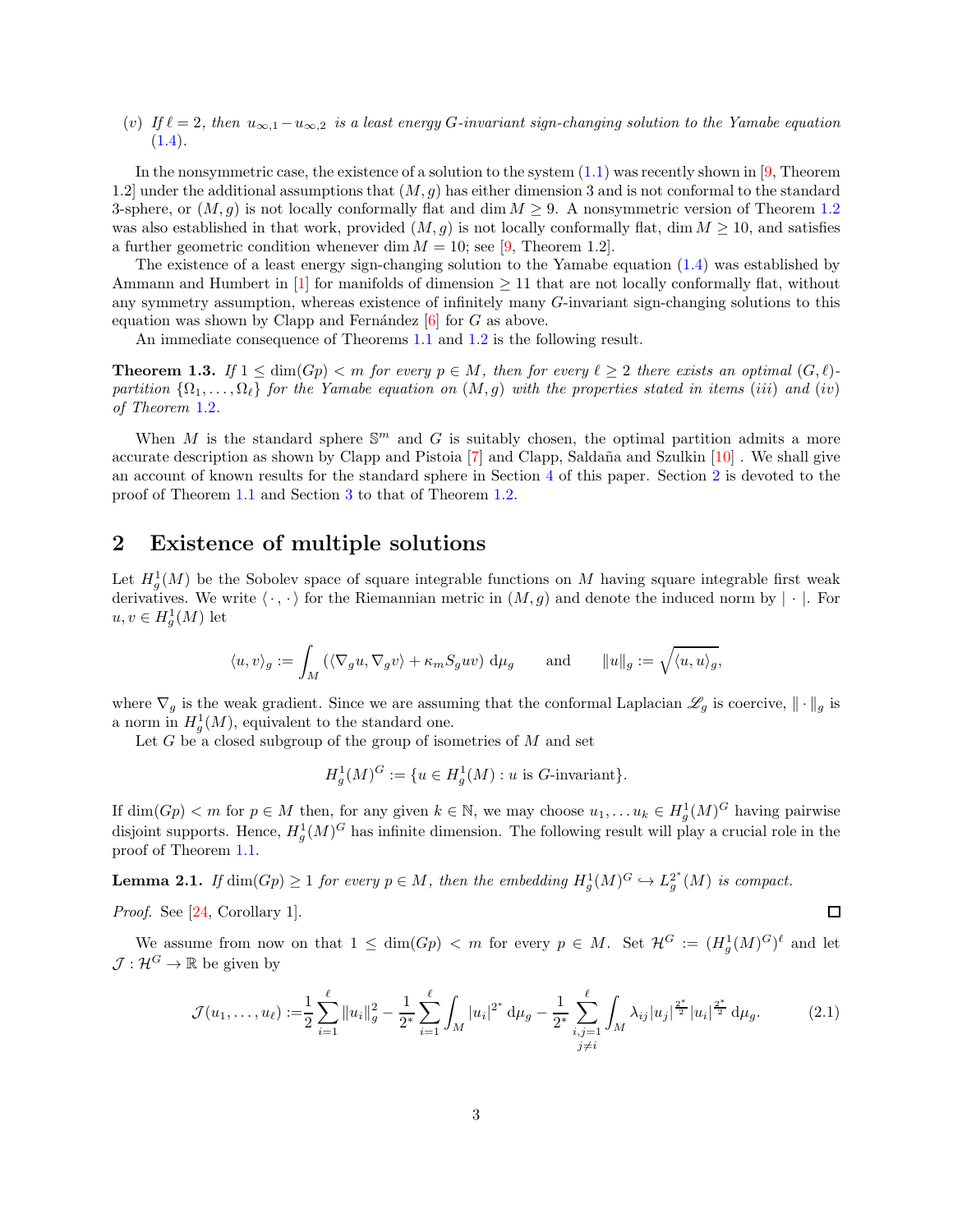(*v*) *If $\ell = 2$, then $u_{\infty,1} - u_{\infty,2}$ is a least energy $G$-invariant sign-changing solution to the Yamabe equation* (1.4).

In the nonsymmetric case, the existence of a solution to the system (1.1) was recently shown in [9, Theorem 1.2] under the additional assumptions that $(M, g)$ has either dimension 3 and is not conformal to the standard 3-sphere, or $(M, g)$ is not locally conformally flat and $\dim M \geq 9$. A nonsymmetric version of Theorem 1.2 was also established in that work, provided $(M, g)$ is not locally conformally flat, $\dim M \geq 10$, and satisfies a further geometric condition whenever $\dim M = 10$; see [9, Theorem 1.2].

The existence of a least energy sign-changing solution to the Yamabe equation (1.4) was established by Ammann and Humbert in [1] for manifolds of dimension $\geq 11$ that are not locally conformally flat, without any symmetry assumption, whereas existence of infinitely many $G$-invariant sign-changing solutions to this equation was shown by Clapp and Fernández [6] for $G$ as above.

An immediate consequence of Theorems 1.1 and 1.2 is the following result.

**Theorem 1.3.** *If $1 \leq \dim(Gp) < m$ for every $p \in M$, then for every $\ell \geq 2$ there exists an optimal $(G, \ell)$-partition $\{\Omega_1, \ldots, \Omega_\ell\}$ for the Yamabe equation on $(M, g)$ with the properties stated in items (iii) and (iv) of Theorem 1.2.*

When $M$ is the standard sphere $\mathbb{S}^m$ and $G$ is suitably chosen, the optimal partition admits a more accurate description as shown by Clapp and Pistoia [7] and Clapp, Saldaña and Szulkin [10] . We shall give an account of known results for the standard sphere in Section 4 of this paper. Section 2 is devoted to the proof of Theorem 1.1 and Section 3 to that of Theorem 1.2.

## 2 Existence of multiple solutions

Let $H^1_g(M)$ be the Sobolev space of square integrable functions on $M$ having square integrable first weak derivatives. We write $\langle \cdot, \cdot \rangle$ for the Riemannian metric in $(M, g)$ and denote the induced norm by $|\cdot|$. For $u, v \in H^1_g(M)$ let

$$\langle u, v \rangle_g := \int_M \left( \langle \nabla_g u, \nabla_g v \rangle + \kappa_m S_g uv \right) \, \mathrm{d}\mu_g \qquad \text{and} \qquad \|u\|_g := \sqrt{\langle u, u \rangle_g},$$

where $\nabla_g$ is the weak gradient. Since we are assuming that the conformal Laplacian $\mathscr{L}_g$ is coercive, $\|\cdot\|_g$ is a norm in $H^1_g(M)$, equivalent to the standard one.

Let $G$ be a closed subgroup of the group of isometries of $M$ and set

$$H^1_g(M)^G := \{u \in H^1_g(M) : u \text{ is } G\text{-invariant}\}.$$

If $\dim(Gp) < m$ for $p \in M$ then, for any given $k \in \mathbb{N}$, we may choose $u_1, \ldots u_k \in H^1_g(M)^G$ having pairwise disjoint supports. Hence, $H^1_g(M)^G$ has infinite dimension. The following result will play a crucial role in the proof of Theorem 1.1.

**Lemma 2.1.** *If $\dim(Gp) \geq 1$ for every $p \in M$, then the embedding $H^1_g(M)^G \hookrightarrow L^{2^*}_g(M)$ is compact.*

*Proof.* See [24, Corollary 1]. ◻

We assume from now on that $1 \leq \dim(Gp) < m$ for every $p \in M$. Set $\mathcal{H}^G := (H^1_g(M)^G)^\ell$ and let $\mathcal{J} : \mathcal{H}^G \to \mathbb{R}$ be given by

$$\mathcal{J}(u_1, \ldots, u_\ell) := \frac{1}{2} \sum_{i=1}^{\ell} \|u_i\|_g^2 - \frac{1}{2^*} \sum_{i=1}^{\ell} \int_M |u_i|^{2^*} \, \mathrm{d}\mu_g - \frac{1}{2^*} \sum_{\substack{i,j=1 \\ j \neq i}}^{\ell} \int_M \lambda_{ij} |u_j|^{\frac{2^*}{2}} |u_i|^{\frac{2^*}{2}} \, \mathrm{d}\mu_g. \tag{2.1}$$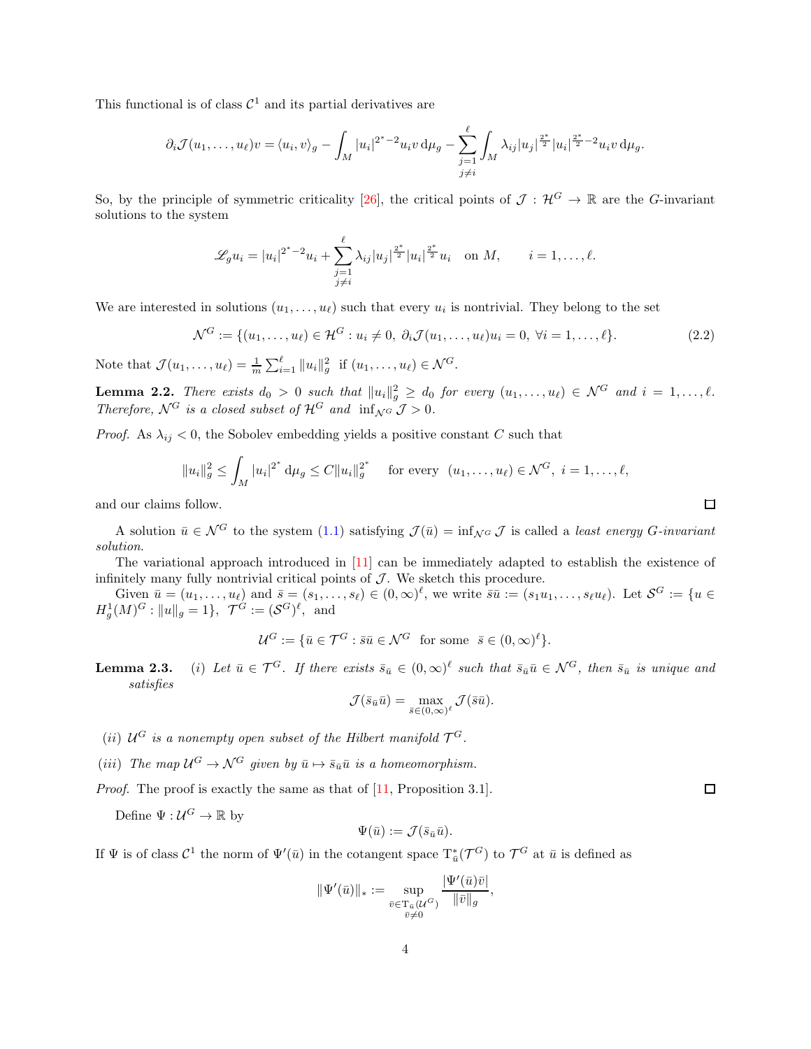This functional is of class $\mathcal{C}^1$ and its partial derivatives are

$$\partial_i \mathcal{J}(u_1,\ldots,u_\ell)v = \langle u_i, v\rangle_g - \int_M |u_i|^{2^*-2}u_i v \,\mathrm{d}\mu_g - \sum_{\substack{j=1\\ j\neq i}}^{\ell} \int_M \lambda_{ij}|u_j|^{\frac{2^*}{2}}|u_i|^{\frac{2^*}{2}-2}u_i v \,\mathrm{d}\mu_g.$$

So, by the principle of symmetric criticality [26], the critical points of $\mathcal{J}:\mathcal{H}^G\to\mathbb{R}$ are the $G$-invariant solutions to the system

$$\mathscr{L}_g u_i = |u_i|^{2^*-2}u_i + \sum_{\substack{j=1\\ j\neq i}}^{\ell} \lambda_{ij}|u_j|^{\frac{2^*}{2}}|u_i|^{\frac{2^*}{2}}u_i \quad \text{on } M, \qquad i=1,\ldots,\ell.$$

We are interested in solutions $(u_1,\ldots,u_\ell)$ such that every $u_i$ is nontrivial. They belong to the set

$$\mathcal{N}^G := \{(u_1,\ldots,u_\ell)\in\mathcal{H}^G : u_i\neq 0,\ \partial_i\mathcal{J}(u_1,\ldots,u_\ell)u_i = 0,\ \forall i=1,\ldots,\ell\}. \tag{2.2}$$

Note that $\mathcal{J}(u_1,\ldots,u_\ell) = \frac{1}{m}\sum_{i=1}^{\ell}\|u_i\|_g^2$ if $(u_1,\ldots,u_\ell)\in\mathcal{N}^G$.

**Lemma 2.2.** *There exists $d_0>0$ such that $\|u_i\|_g^2\geq d_0$ for every $(u_1,\ldots,u_\ell)\in\mathcal{N}^G$ and $i=1,\ldots,\ell$. Therefore, $\mathcal{N}^G$ is a closed subset of $\mathcal{H}^G$ and $\inf_{\mathcal{N}^G}\mathcal{J}>0$.*

*Proof.* As $\lambda_{ij}<0$, the Sobolev embedding yields a positive constant $C$ such that

$$\|u_i\|_g^2 \leq \int_M |u_i|^{2^*}\,\mathrm{d}\mu_g \leq C\|u_i\|_g^{2^*} \quad \text{ for every } (u_1,\ldots,u_\ell)\in\mathcal{N}^G,\ i=1,\ldots,\ell,$$

and our claims follow. □

A solution $\bar{u}\in\mathcal{N}^G$ to the system (1.1) satisfying $\mathcal{J}(\bar{u}) = \inf_{\mathcal{N}^G}\mathcal{J}$ is called a *least energy $G$-invariant solution*.

The variational approach introduced in [11] can be immediately adapted to establish the existence of infinitely many fully nontrivial critical points of $\mathcal{J}$. We sketch this procedure.

Given $\bar{u}=(u_1,\ldots,u_\ell)$ and $\bar{s}=(s_1,\ldots,s_\ell)\in(0,\infty)^\ell$, we write $\bar{s}\bar{u} := (s_1u_1,\ldots,s_\ell u_\ell)$. Let $\mathcal{S}^G := \{u\in H_g^1(M)^G : \|u\|_g = 1\}$, $\mathcal{T}^G := (\mathcal{S}^G)^\ell$, and

$$\mathcal{U}^G := \{\bar{u}\in\mathcal{T}^G : \bar{s}\bar{u}\in\mathcal{N}^G \text{ for some } \bar{s}\in(0,\infty)^\ell\}.$$

**Lemma 2.3.** *(i) Let $\bar{u}\in\mathcal{T}^G$. If there exists $\bar{s}_{\bar{u}}\in(0,\infty)^\ell$ such that $\bar{s}_{\bar{u}}\bar{u}\in\mathcal{N}^G$, then $\bar{s}_{\bar{u}}$ is unique and satisfies*

$$\mathcal{J}(\bar{s}_{\bar{u}}\bar{u}) = \max_{\bar{s}\in(0,\infty)^\ell}\mathcal{J}(\bar{s}\bar{u}).$$

*(ii) $\mathcal{U}^G$ is a nonempty open subset of the Hilbert manifold $\mathcal{T}^G$.*

*(iii) The map $\mathcal{U}^G\to\mathcal{N}^G$ given by $\bar{u}\mapsto\bar{s}_{\bar{u}}\bar{u}$ is a homeomorphism.*

*Proof.* The proof is exactly the same as that of [11, Proposition 3.1]. □

Define $\Psi:\mathcal{U}^G\to\mathbb{R}$ by

$$\Psi(\bar{u}) := \mathcal{J}(\bar{s}_{\bar{u}}\bar{u}).$$

If $\Psi$ is of class $\mathcal{C}^1$ the norm of $\Psi'(\bar{u})$ in the cotangent space $\mathrm{T}^*_{\bar{u}}(\mathcal{T}^G)$ to $\mathcal{T}^G$ at $\bar{u}$ is defined as

$$\|\Psi'(\bar{u})\|_* := \sup_{\substack{\bar{v}\in\mathrm{T}_{\bar{u}}(\mathcal{U}^G)\\ \bar{v}\neq 0}} \frac{|\Psi'(\bar{u})\bar{v}|}{\|\bar{v}\|_g},$$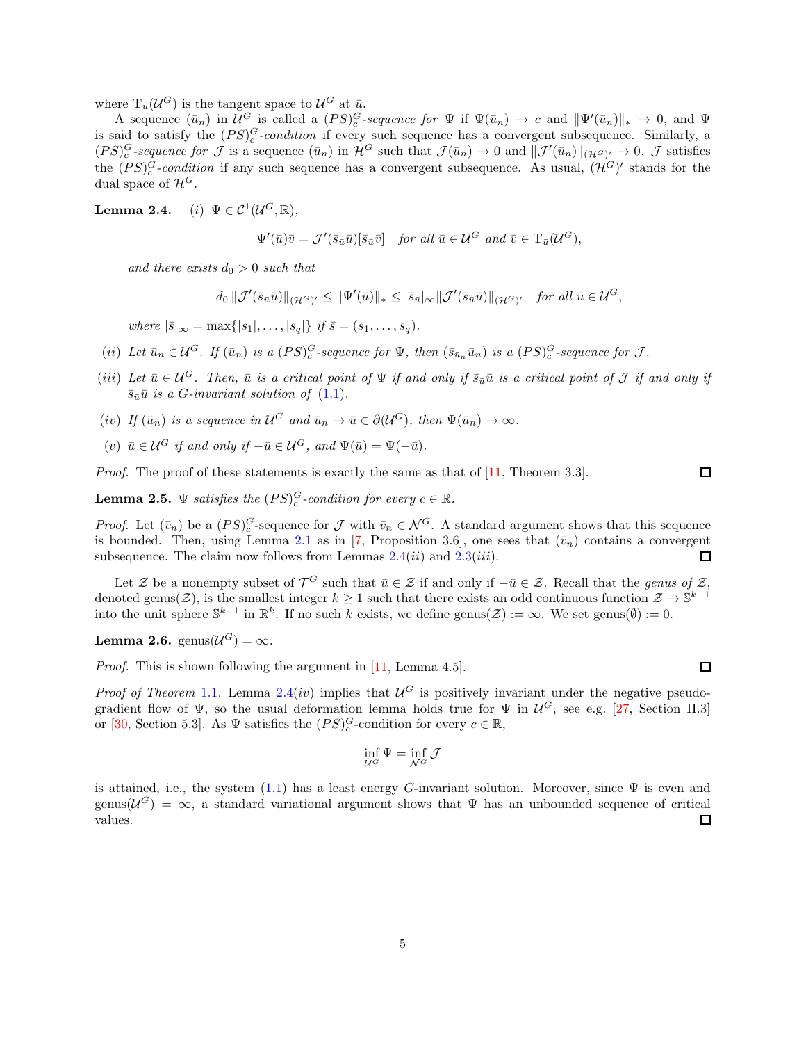where $\mathrm{T}_{\bar{u}}(\mathcal{U}^G)$ is the tangent space to $\mathcal{U}^G$ at $\bar{u}$.

A sequence $(\bar{u}_n)$ in $\mathcal{U}^G$ is called a *$(PS)_c^G$-sequence for $\Psi$* if $\Psi(\bar{u}_n) \to c$ and $\|\Psi'(\bar{u}_n)\|_* \to 0$, and $\Psi$ is said to satisfy the *$(PS)_c^G$-condition* if every such sequence has a convergent subsequence. Similarly, a *$(PS)_c^G$-sequence for $\mathcal{J}$* is a sequence $(\bar{u}_n)$ in $\mathcal{H}^G$ such that $\mathcal{J}(\bar{u}_n) \to 0$ and $\|\mathcal{J}'(\bar{u}_n)\|_{(\mathcal{H}^G)'} \to 0$. $\mathcal{J}$ satisfies the *$(PS)_c^G$-condition* if any such sequence has a convergent subsequence. As usual, $(\mathcal{H}^G)'$ stands for the dual space of $\mathcal{H}^G$.

**Lemma 2.4.** *(i) $\Psi \in \mathcal{C}^1(\mathcal{U}^G, \mathbb{R})$,*

$$\Psi'(\bar{u})\bar{v} = \mathcal{J}'(\bar{s}_{\bar{u}}\bar{u})[\bar{s}_{\bar{u}}\bar{v}] \quad \textit{for all } \bar{u} \in \mathcal{U}^G \textit{ and } \bar{v} \in \mathrm{T}_{\bar{u}}(\mathcal{U}^G),$$

*and there exists $d_0 > 0$ such that*

$$d_0 \,\|\mathcal{J}'(\bar{s}_{\bar{u}}\bar{u})\|_{(\mathcal{H}^G)'} \le \|\Psi'(\bar{u})\|_* \le |\bar{s}_{\bar{u}}|_\infty \|\mathcal{J}'(\bar{s}_{\bar{u}}\bar{u})\|_{(\mathcal{H}^G)'} \quad \textit{for all } \bar{u} \in \mathcal{U}^G,$$

*where $|\bar{s}|_\infty = \max\{|s_1|, \dots, |s_q|\}$ if $\bar{s} = (s_1, \dots, s_q)$.*

*(ii) Let $\bar{u}_n \in \mathcal{U}^G$. If $(\bar{u}_n)$ is a $(PS)_c^G$-sequence for $\Psi$, then $(\bar{s}_{\bar{u}_n}\bar{u}_n)$ is a $(PS)_c^G$-sequence for $\mathcal{J}$.*

*(iii) Let $\bar{u} \in \mathcal{U}^G$. Then, $\bar{u}$ is a critical point of $\Psi$ if and only if $\bar{s}_{\bar{u}}\bar{u}$ is a critical point of $\mathcal{J}$ if and only if $\bar{s}_{\bar{u}}\bar{u}$ is a $G$-invariant solution of (1.1).*

*(iv) If $(\bar{u}_n)$ is a sequence in $\mathcal{U}^G$ and $\bar{u}_n \to \bar{u} \in \partial(\mathcal{U}^G)$, then $\Psi(\bar{u}_n) \to \infty$.*

*(v) $\bar{u} \in \mathcal{U}^G$ if and only if $-\bar{u} \in \mathcal{U}^G$, and $\Psi(\bar{u}) = \Psi(-\bar{u})$.*

*Proof.* The proof of these statements is exactly the same as that of [11, Theorem 3.3]. ∎

**Lemma 2.5.** *$\Psi$ satisfies the $(PS)_c^G$-condition for every $c \in \mathbb{R}$.*

*Proof.* Let $(\bar{v}_n)$ be a $(PS)_c^G$-sequence for $\mathcal{J}$ with $\bar{v}_n \in \mathcal{N}^G$. A standard argument shows that this sequence is bounded. Then, using Lemma 2.1 as in [7, Proposition 3.6], one sees that $(\bar{v}_n)$ contains a convergent subsequence. The claim now follows from Lemmas 2.4$(ii)$ and 2.3$(iii)$. ∎

Let $\mathcal{Z}$ be a nonempty subset of $\mathcal{T}^G$ such that $\bar{u} \in \mathcal{Z}$ if and only if $-\bar{u} \in \mathcal{Z}$. Recall that the *genus of $\mathcal{Z}$*, denoted genus$(\mathcal{Z})$, is the smallest integer $k \ge 1$ such that there exists an odd continuous function $\mathcal{Z} \to \mathbb{S}^{k-1}$ into the unit sphere $\mathbb{S}^{k-1}$ in $\mathbb{R}^k$. If no such $k$ exists, we define genus$(\mathcal{Z}) := \infty$. We set genus$(\emptyset) := 0$.

**Lemma 2.6.** genus$(\mathcal{U}^G) = \infty$.

*Proof.* This is shown following the argument in [11, Lemma 4.5]. ∎

*Proof of Theorem 1.1.* Lemma 2.4$(iv)$ implies that $\mathcal{U}^G$ is positively invariant under the negative pseudo-gradient flow of $\Psi$, so the usual deformation lemma holds true for $\Psi$ in $\mathcal{U}^G$, see e.g. [27, Section II.3] or [30, Section 5.3]. As $\Psi$ satisfies the $(PS)_c^G$-condition for every $c \in \mathbb{R}$,

$$\inf_{\mathcal{U}^G} \Psi = \inf_{\mathcal{N}^G} \mathcal{J}$$

is attained, i.e., the system (1.1) has a least energy $G$-invariant solution. Moreover, since $\Psi$ is even and genus$(\mathcal{U}^G) = \infty$, a standard variational argument shows that $\Psi$ has an unbounded sequence of critical values. ∎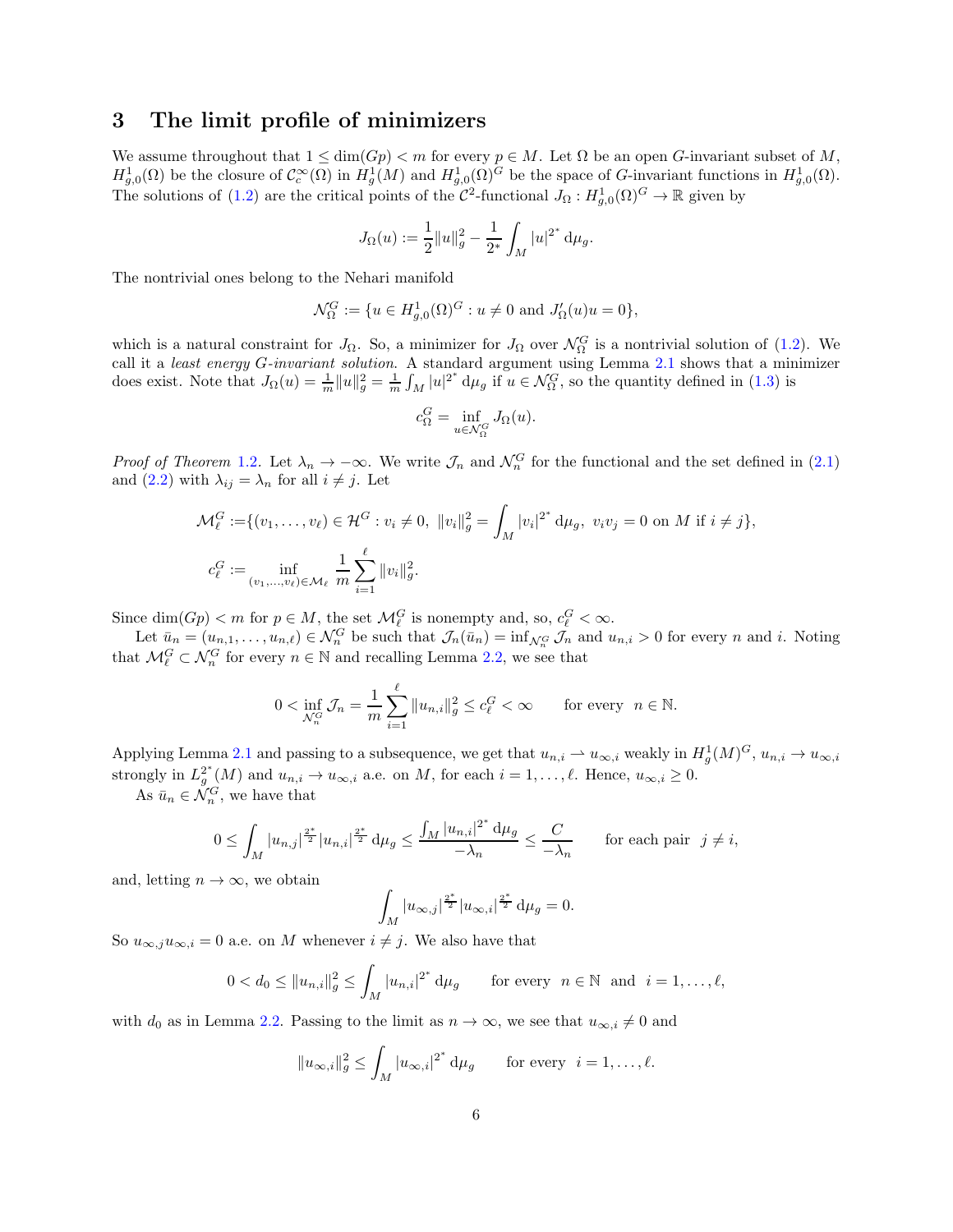## 3 The limit profile of minimizers

We assume throughout that $1 \leq \dim(Gp) < m$ for every $p \in M$. Let $\Omega$ be an open $G$-invariant subset of $M$, $H^1_{g,0}(\Omega)$ be the closure of $\mathcal{C}^\infty_c(\Omega)$ in $H^1_g(M)$ and $H^1_{g,0}(\Omega)^G$ be the space of $G$-invariant functions in $H^1_{g,0}(\Omega)$. The solutions of (1.2) are the critical points of the $\mathcal{C}^2$-functional $J_\Omega : H^1_{g,0}(\Omega)^G \to \mathbb{R}$ given by

$$J_\Omega(u) := \frac{1}{2}\|u\|_g^2 - \frac{1}{2^*}\int_M |u|^{2^*}\,\mathrm{d}\mu_g.$$

The nontrivial ones belong to the Nehari manifold

$$\mathcal{N}^G_\Omega := \{u \in H^1_{g,0}(\Omega)^G : u \neq 0 \text{ and } J'_\Omega(u)u = 0\},$$

which is a natural constraint for $J_\Omega$. So, a minimizer for $J_\Omega$ over $\mathcal{N}^G_\Omega$ is a nontrivial solution of (1.2). We call it a *least energy $G$-invariant solution*. A standard argument using Lemma 2.1 shows that a minimizer does exist. Note that $J_\Omega(u) = \frac{1}{m}\|u\|_g^2 = \frac{1}{m}\int_M |u|^{2^*}\,\mathrm{d}\mu_g$ if $u \in \mathcal{N}^G_\Omega$, so the quantity defined in (1.3) is

$$c^G_\Omega = \inf_{u \in \mathcal{N}^G_\Omega} J_\Omega(u).$$

*Proof of Theorem* 1.2. Let $\lambda_n \to -\infty$. We write $\mathcal{J}_n$ and $\mathcal{N}^G_n$ for the functional and the set defined in (2.1) and (2.2) with $\lambda_{ij} = \lambda_n$ for all $i \neq j$. Let

$$\begin{aligned}
\mathcal{M}^G_\ell &:= \{(v_1,\ldots,v_\ell) \in \mathcal{H}^G : v_i \neq 0,\ \|v_i\|_g^2 = \int_M |v_i|^{2^*}\,\mathrm{d}\mu_g,\ v_iv_j = 0 \text{ on } M \text{ if } i \neq j\},\\
c^G_\ell &:= \inf_{(v_1,\ldots,v_\ell)\in\mathcal{M}_\ell} \frac{1}{m}\sum_{i=1}^{\ell}\|v_i\|_g^2.
\end{aligned}$$

Since $\dim(Gp) < m$ for $p \in M$, the set $\mathcal{M}^G_\ell$ is nonempty and, so, $c^G_\ell < \infty$.

Let $\bar{u}_n = (u_{n,1},\ldots,u_{n,\ell}) \in \mathcal{N}^G_n$ be such that $\mathcal{J}_n(\bar{u}_n) = \inf_{\mathcal{N}^G_n}\mathcal{J}_n$ and $u_{n,i} > 0$ for every $n$ and $i$. Noting that $\mathcal{M}^G_\ell \subset \mathcal{N}^G_n$ for every $n \in \mathbb{N}$ and recalling Lemma 2.2, we see that

$$0 < \inf_{\mathcal{N}^G_n}\mathcal{J}_n = \frac{1}{m}\sum_{i=1}^{\ell}\|u_{n,i}\|_g^2 \leq c^G_\ell < \infty \qquad \text{for every } \ n \in \mathbb{N}.$$

Applying Lemma 2.1 and passing to a subsequence, we get that $u_{n,i} \rightharpoonup u_{\infty,i}$ weakly in $H^1_g(M)^G$, $u_{n,i} \to u_{\infty,i}$ strongly in $L^{2^*}_g(M)$ and $u_{n,i} \to u_{\infty,i}$ a.e. on $M$, for each $i = 1,\ldots,\ell$. Hence, $u_{\infty,i} \geq 0$.

As $\bar{u}_n \in \mathcal{N}^G_n$, we have that

$$0 \leq \int_M |u_{n,j}|^{\frac{2^*}{2}}|u_{n,i}|^{\frac{2^*}{2}}\,\mathrm{d}\mu_g \leq \frac{\int_M |u_{n,i}|^{2^*}\,\mathrm{d}\mu_g}{-\lambda_n} \leq \frac{C}{-\lambda_n} \qquad \text{for each pair } \ j \neq i,$$

and, letting $n \to \infty$, we obtain

$$\int_M |u_{\infty,j}|^{\frac{2^*}{2}}|u_{\infty,i}|^{\frac{2^*}{2}}\,\mathrm{d}\mu_g = 0.$$

So $u_{\infty,j}u_{\infty,i} = 0$ a.e. on $M$ whenever $i \neq j$. We also have that

$$0 < d_0 \leq \|u_{n,i}\|_g^2 \leq \int_M |u_{n,i}|^{2^*}\,\mathrm{d}\mu_g \qquad \text{for every } \ n \in \mathbb{N} \ \text{ and } \ i = 1,\ldots,\ell,$$

with $d_0$ as in Lemma 2.2. Passing to the limit as $n \to \infty$, we see that $u_{\infty,i} \neq 0$ and

$$\|u_{\infty,i}\|_g^2 \leq \int_M |u_{\infty,i}|^{2^*}\,\mathrm{d}\mu_g \qquad \text{for every } \ i = 1,\ldots,\ell.$$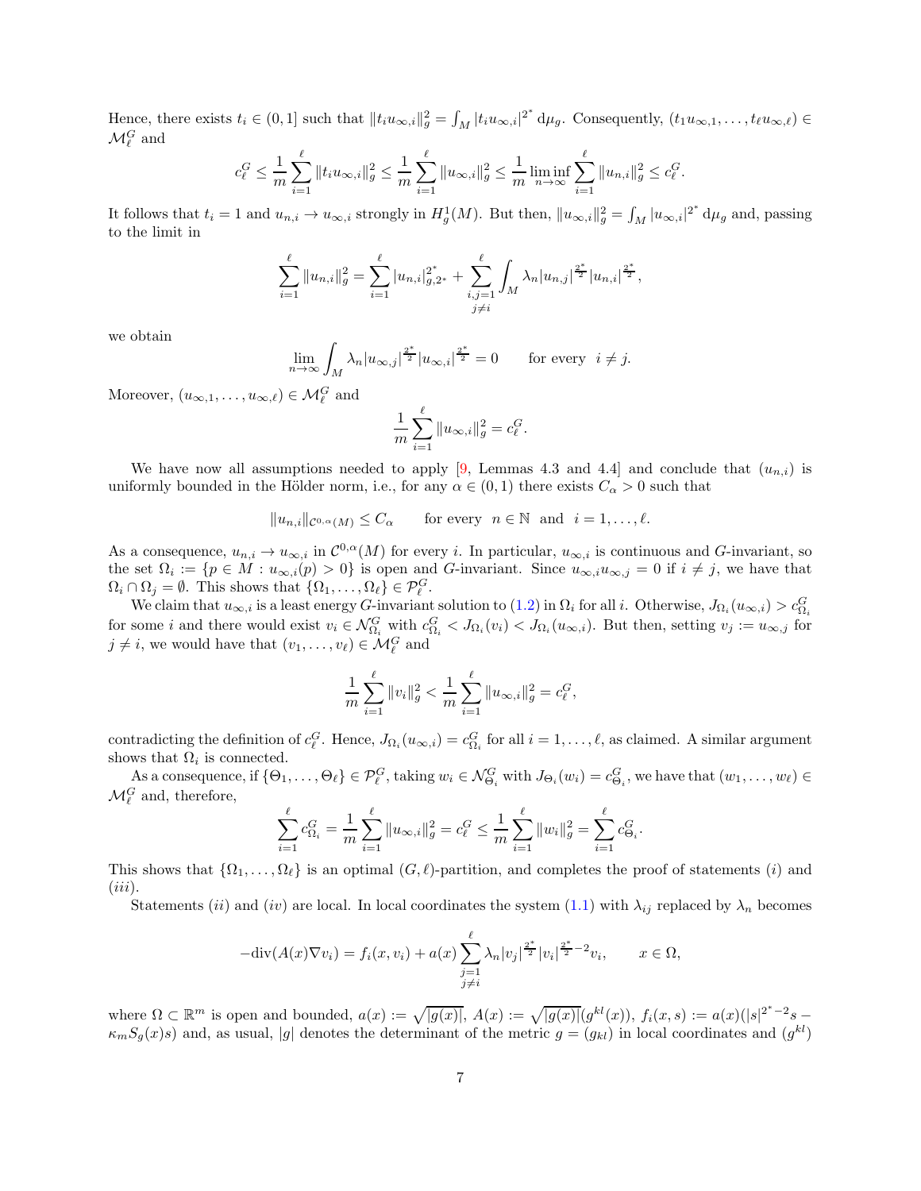Hence, there exists $t_i \in (0,1]$ such that $\|t_i u_{\infty,i}\|_g^2 = \int_M |t_i u_{\infty,i}|^{2^*} \, \mathrm{d}\mu_g$. Consequently, $(t_1 u_{\infty,1}, \dots, t_\ell u_{\infty,\ell}) \in \mathcal{M}_\ell^G$ and

$$c_\ell^G \leq \frac{1}{m} \sum_{i=1}^{\ell} \|t_i u_{\infty,i}\|_g^2 \leq \frac{1}{m} \sum_{i=1}^{\ell} \|u_{\infty,i}\|_g^2 \leq \frac{1}{m} \liminf_{n\to\infty} \sum_{i=1}^{\ell} \|u_{n,i}\|_g^2 \leq c_\ell^G.$$

It follows that $t_i = 1$ and $u_{n,i} \to u_{\infty,i}$ strongly in $H_g^1(M)$. But then, $\|u_{\infty,i}\|_g^2 = \int_M |u_{\infty,i}|^{2^*} \, \mathrm{d}\mu_g$ and, passing to the limit in

$$\sum_{i=1}^{\ell} \|u_{n,i}\|_g^2 = \sum_{i=1}^{\ell} |u_{n,i}|_{g,2^*}^{2^*} + \sum_{\substack{i,j=1 \\ j\neq i}}^{\ell} \int_M \lambda_n |u_{n,j}|^{\frac{2^*}{2}} |u_{n,i}|^{\frac{2^*}{2}},$$

we obtain

$$\lim_{n\to\infty} \int_M \lambda_n |u_{\infty,j}|^{\frac{2^*}{2}} |u_{\infty,i}|^{\frac{2^*}{2}} = 0 \qquad \text{for every } \ i \neq j.$$

Moreover, $(u_{\infty,1}, \dots, u_{\infty,\ell}) \in \mathcal{M}_\ell^G$ and

$$\frac{1}{m} \sum_{i=1}^{\ell} \|u_{\infty,i}\|_g^2 = c_\ell^G.$$

We have now all assumptions needed to apply [9, Lemmas 4.3 and 4.4] and conclude that $(u_{n,i})$ is uniformly bounded in the Hölder norm, i.e., for any $\alpha \in (0,1)$ there exists $C_\alpha > 0$ such that

$$\|u_{n,i}\|_{\mathcal{C}^{0,\alpha}(M)} \leq C_\alpha \qquad \text{for every } \ n \in \mathbb{N} \ \text{ and } \ i = 1, \dots, \ell.$$

As a consequence, $u_{n,i} \to u_{\infty,i}$ in $\mathcal{C}^{0,\alpha}(M)$ for every $i$. In particular, $u_{\infty,i}$ is continuous and $G$-invariant, so the set $\Omega_i := \{p \in M : u_{\infty,i}(p) > 0\}$ is open and $G$-invariant. Since $u_{\infty,i} u_{\infty,j} = 0$ if $i \neq j$, we have that $\Omega_i \cap \Omega_j = \emptyset$. This shows that $\{\Omega_1, \dots, \Omega_\ell\} \in \mathcal{P}_\ell^G$.

We claim that $u_{\infty,i}$ is a least energy $G$-invariant solution to (1.2) in $\Omega_i$ for all $i$. Otherwise, $J_{\Omega_i}(u_{\infty,i}) > c_{\Omega_i}^G$ for some $i$ and there would exist $v_i \in \mathcal{N}_{\Omega_i}^G$ with $c_{\Omega_i}^G < J_{\Omega_i}(v_i) < J_{\Omega_i}(u_{\infty,i})$. But then, setting $v_j := u_{\infty,j}$ for $j \neq i$, we would have that $(v_1, \dots, v_\ell) \in \mathcal{M}_\ell^G$ and

$$\frac{1}{m} \sum_{i=1}^{\ell} \|v_i\|_g^2 < \frac{1}{m} \sum_{i=1}^{\ell} \|u_{\infty,i}\|_g^2 = c_\ell^G,$$

contradicting the definition of $c_\ell^G$. Hence, $J_{\Omega_i}(u_{\infty,i}) = c_{\Omega_i}^G$ for all $i = 1, \dots, \ell$, as claimed. A similar argument shows that $\Omega_i$ is connected.

As a consequence, if $\{\Theta_1, \dots, \Theta_\ell\} \in \mathcal{P}_\ell^G$, taking $w_i \in \mathcal{N}_{\Theta_i}^G$ with $J_{\Theta_i}(w_i) = c_{\Theta_i}^G$, we have that $(w_1, \dots, w_\ell) \in \mathcal{M}_\ell^G$ and, therefore,

$$\sum_{i=1}^{\ell} c_{\Omega_i}^G = \frac{1}{m} \sum_{i=1}^{\ell} \|u_{\infty,i}\|_g^2 = c_\ell^G \leq \frac{1}{m} \sum_{i=1}^{\ell} \|w_i\|_g^2 = \sum_{i=1}^{\ell} c_{\Theta_i}^G.$$

This shows that $\{\Omega_1, \dots, \Omega_\ell\}$ is an optimal $(G,\ell)$-partition, and completes the proof of statements $(i)$ and $(iii)$.

Statements $(ii)$ and $(iv)$ are local. In local coordinates the system (1.1) with $\lambda_{ij}$ replaced by $\lambda_n$ becomes

$$-\mathrm{div}(A(x)\nabla v_i) = f_i(x, v_i) + a(x) \sum_{\substack{j=1 \\ j\neq i}}^{\ell} \lambda_n |v_j|^{\frac{2^*}{2}} |v_i|^{\frac{2^*}{2}-2} v_i, \qquad x \in \Omega,$$

where $\Omega \subset \mathbb{R}^m$ is open and bounded, $a(x) := \sqrt{|g(x)|}$, $A(x) := \sqrt{|g(x)|}(g^{kl}(x))$, $f_i(x,s) := a(x)(|s|^{2^*-2}s - \kappa_m S_g(x) s)$ and, as usual, $|g|$ denotes the determinant of the metric $g = (g_{kl})$ in local coordinates and $(g^{kl})$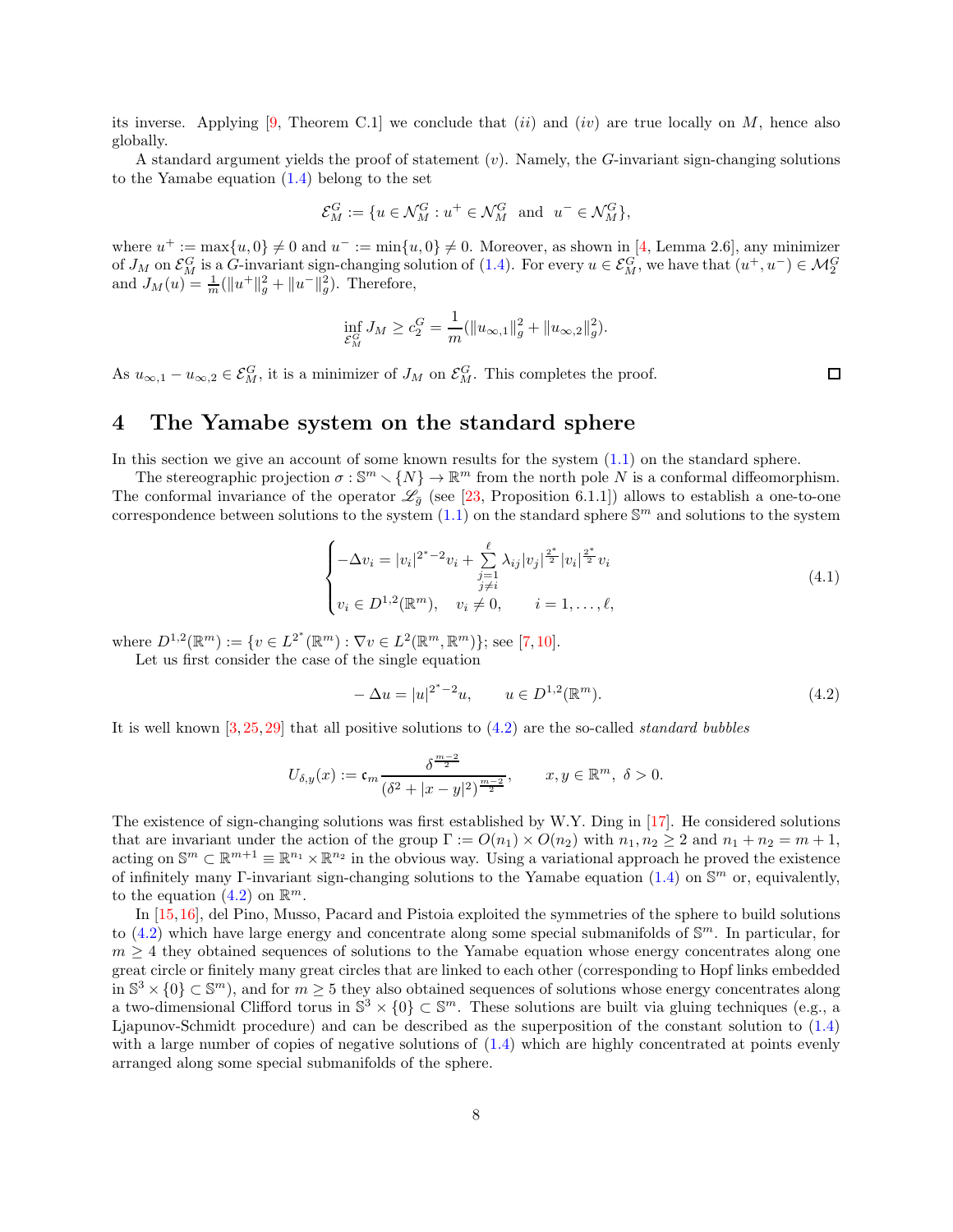its inverse. Applying [9, Theorem C.1] we conclude that $(ii)$ and $(iv)$ are true locally on $M$, hence also globally.

A standard argument yields the proof of statement $(v)$. Namely, the $G$-invariant sign-changing solutions to the Yamabe equation (1.4) belong to the set

$$\mathcal{E}_M^G := \{u \in \mathcal{N}_M^G : u^+ \in \mathcal{N}_M^G \text{ and } u^- \in \mathcal{N}_M^G\},$$

where $u^+ := \max\{u, 0\} \neq 0$ and $u^- := \min\{u, 0\} \neq 0$. Moreover, as shown in [4, Lemma 2.6], any minimizer of $J_M$ on $\mathcal{E}_M^G$ is a $G$-invariant sign-changing solution of (1.4). For every $u \in \mathcal{E}_M^G$, we have that $(u^+, u^-) \in \mathcal{M}_2^G$ and $J_M(u) = \frac{1}{m}(\|u^+\|_g^2 + \|u^-\|_g^2)$. Therefore,

$$\inf_{\mathcal{E}_M^G} J_M \geq c_2^G = \frac{1}{m}(\|u_{\infty,1}\|_g^2 + \|u_{\infty,2}\|_g^2).$$

As $u_{\infty,1} - u_{\infty,2} \in \mathcal{E}_M^G$, it is a minimizer of $J_M$ on $\mathcal{E}_M^G$. This completes the proof. $\square$

## 4 The Yamabe system on the standard sphere

In this section we give an account of some known results for the system (1.1) on the standard sphere.

The stereographic projection $\sigma : \mathbb{S}^m \smallsetminus \{N\} \to \mathbb{R}^m$ from the north pole $N$ is a conformal diffeomorphism. The conformal invariance of the operator $\mathscr{L}_{\tilde{g}}$ (see [23, Proposition 6.1.1]) allows to establish a one-to-one correspondence between solutions to the system (1.1) on the standard sphere $\mathbb{S}^m$ and solutions to the system

$$\begin{cases} -\Delta v_i = |v_i|^{2^*-2} v_i + \sum\limits_{\substack{j=1 \\ j \neq i}}^{\ell} \lambda_{ij} |v_j|^{\frac{2^*}{2}} |v_i|^{\frac{2^*}{2}} v_i \\ v_i \in D^{1,2}(\mathbb{R}^m), \quad v_i \neq 0, \qquad i = 1, \dots, \ell, \end{cases} \tag{4.1}$$

where $D^{1,2}(\mathbb{R}^m) := \{v \in L^{2^*}(\mathbb{R}^m) : \nabla v \in L^2(\mathbb{R}^m, \mathbb{R}^m)\}$; see [7, 10].

Let us first consider the case of the single equation

$$-\Delta u = |u|^{2^*-2} u, \qquad u \in D^{1,2}(\mathbb{R}^m). \tag{4.2}$$

It is well known [3, 25, 29] that all positive solutions to (4.2) are the so-called *standard bubbles*

$$U_{\delta,y}(x) := \mathfrak{c}_m \frac{\delta^{\frac{m-2}{2}}}{(\delta^2 + |x-y|^2)^{\frac{m-2}{2}}}, \qquad x, y \in \mathbb{R}^m, \ \delta > 0.$$

The existence of sign-changing solutions was first established by W.Y. Ding in [17]. He considered solutions that are invariant under the action of the group $\Gamma := O(n_1) \times O(n_2)$ with $n_1, n_2 \geq 2$ and $n_1 + n_2 = m + 1$, acting on $\mathbb{S}^m \subset \mathbb{R}^{m+1} \equiv \mathbb{R}^{n_1} \times \mathbb{R}^{n_2}$ in the obvious way. Using a variational approach he proved the existence of infinitely many $\Gamma$-invariant sign-changing solutions to the Yamabe equation (1.4) on $\mathbb{S}^m$ or, equivalently, to the equation (4.2) on $\mathbb{R}^m$.

In [15, 16], del Pino, Musso, Pacard and Pistoia exploited the symmetries of the sphere to build solutions to (4.2) which have large energy and concentrate along some special submanifolds of $\mathbb{S}^m$. In particular, for $m \geq 4$ they obtained sequences of solutions to the Yamabe equation whose energy concentrates along one great circle or finitely many great circles that are linked to each other (corresponding to Hopf links embedded in $\mathbb{S}^3 \times \{0\} \subset \mathbb{S}^m$), and for $m \geq 5$ they also obtained sequences of solutions whose energy concentrates along a two-dimensional Clifford torus in $\mathbb{S}^3 \times \{0\} \subset \mathbb{S}^m$. These solutions are built via gluing techniques (e.g., a Ljapunov-Schmidt procedure) and can be described as the superposition of the constant solution to (1.4) with a large number of copies of negative solutions of (1.4) which are highly concentrated at points evenly arranged along some special submanifolds of the sphere.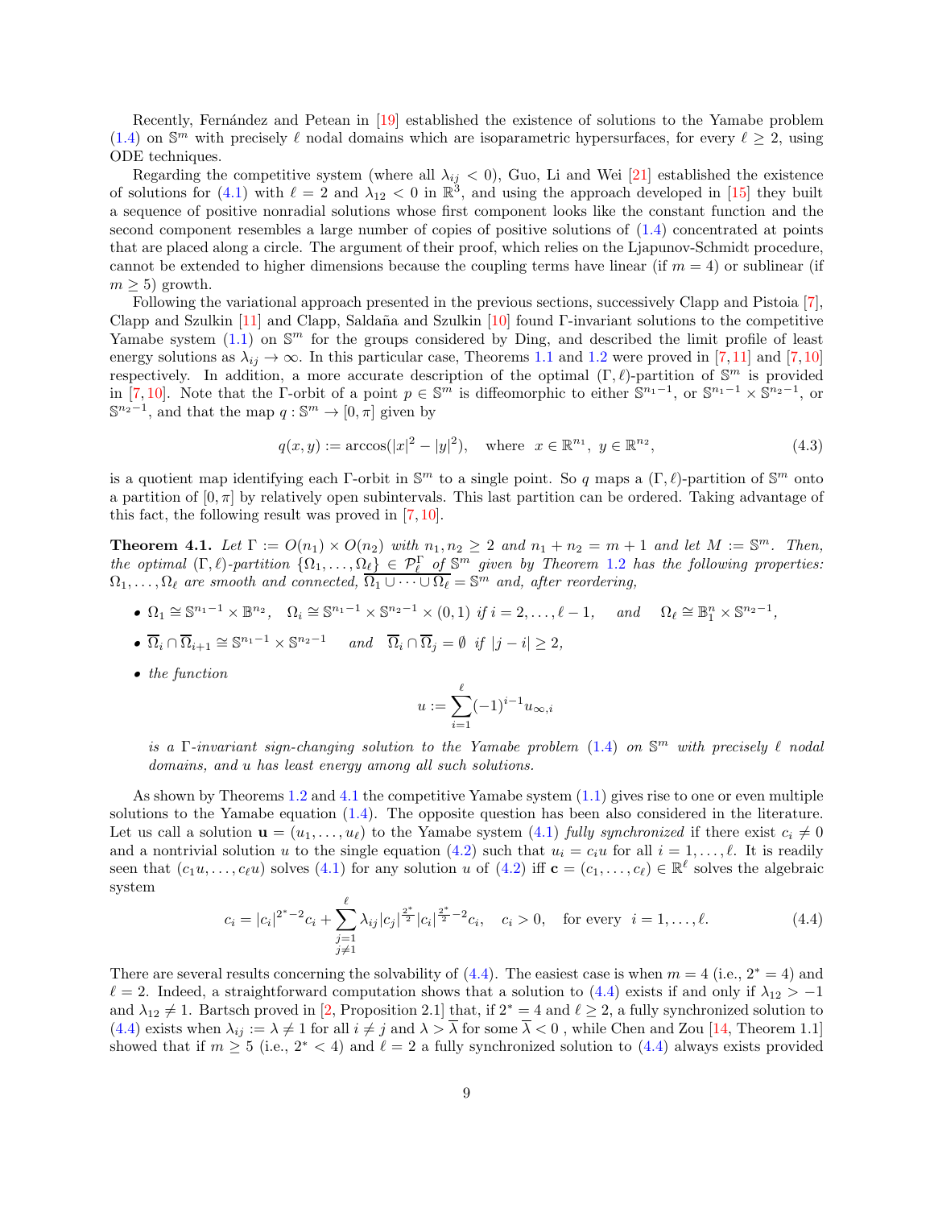Recently, Fernández and Petean in [19] established the existence of solutions to the Yamabe problem (1.4) on $\mathbb{S}^m$ with precisely $\ell$ nodal domains which are isoparametric hypersurfaces, for every $\ell \geq 2$, using ODE techniques.

Regarding the competitive system (where all $\lambda_{ij} < 0$), Guo, Li and Wei [21] established the existence of solutions for (4.1) with $\ell = 2$ and $\lambda_{12} < 0$ in $\mathbb{R}^3$, and using the approach developed in [15] they built a sequence of positive nonradial solutions whose first component looks like the constant function and the second component resembles a large number of copies of positive solutions of (1.4) concentrated at points that are placed along a circle. The argument of their proof, which relies on the Ljapunov-Schmidt procedure, cannot be extended to higher dimensions because the coupling terms have linear (if $m = 4$) or sublinear (if $m \geq 5$) growth.

Following the variational approach presented in the previous sections, successively Clapp and Pistoia [7], Clapp and Szulkin [11] and Clapp, Saldaña and Szulkin [10] found $\Gamma$-invariant solutions to the competitive Yamabe system (1.1) on $\mathbb{S}^m$ for the groups considered by Ding, and described the limit profile of least energy solutions as $\lambda_{ij} \to \infty$. In this particular case, Theorems 1.1 and 1.2 were proved in [7, 11] and [7, 10] respectively. In addition, a more accurate description of the optimal $(\Gamma, \ell)$-partition of $\mathbb{S}^m$ is provided in [7, 10]. Note that the $\Gamma$-orbit of a point $p \in \mathbb{S}^m$ is diffeomorphic to either $\mathbb{S}^{n_1-1}$, or $\mathbb{S}^{n_1-1} \times \mathbb{S}^{n_2-1}$, or $\mathbb{S}^{n_2-1}$, and that the map $q : \mathbb{S}^m \to [0, \pi]$ given by

$$q(x, y) := \arccos(|x|^2 - |y|^2), \quad \text{where } \; x \in \mathbb{R}^{n_1}, \; y \in \mathbb{R}^{n_2}, \tag{4.3}$$

is a quotient map identifying each $\Gamma$-orbit in $\mathbb{S}^m$ to a single point. So $q$ maps a $(\Gamma, \ell)$-partition of $\mathbb{S}^m$ onto a partition of $[0, \pi]$ by relatively open subintervals. This last partition can be ordered. Taking advantage of this fact, the following result was proved in [7, 10].

**Theorem 4.1.** *Let $\Gamma := O(n_1) \times O(n_2)$ with $n_1, n_2 \geq 2$ and $n_1 + n_2 = m + 1$ and let $M := \mathbb{S}^m$. Then, the optimal $(\Gamma, \ell)$-partition $\{\Omega_1, \ldots, \Omega_\ell\} \in \mathcal{P}_\ell^\Gamma$ of $\mathbb{S}^m$ given by Theorem 1.2 has the following properties: $\Omega_1, \ldots, \Omega_\ell$ are smooth and connected, $\overline{\Omega_1 \cup \cdots \cup \Omega_\ell} = \mathbb{S}^m$ and, after reordering,*

- $\Omega_1 \cong \mathbb{S}^{n_1-1} \times \mathbb{B}^{n_2}$, $\quad \Omega_i \cong \mathbb{S}^{n_1-1} \times \mathbb{S}^{n_2-1} \times (0, 1)$ *if* $i = 2, \ldots, \ell - 1$, *and* $\quad \Omega_\ell \cong \mathbb{B}_1^n \times \mathbb{S}^{n_2-1}$,
- $\overline{\Omega}_i \cap \overline{\Omega}_{i+1} \cong \mathbb{S}^{n_1-1} \times \mathbb{S}^{n_2-1}$ *and* $\overline{\Omega}_i \cap \overline{\Omega}_j = \emptyset$ *if* $|j - i| \geq 2$,
- *the function*
$$u := \sum_{i=1}^{\ell} (-1)^{i-1} u_{\infty,i}$$
*is a $\Gamma$-invariant sign-changing solution to the Yamabe problem (1.4) on $\mathbb{S}^m$ with precisely $\ell$ nodal domains, and $u$ has least energy among all such solutions.*

As shown by Theorems 1.2 and 4.1 the competitive Yamabe system (1.1) gives rise to one or even multiple solutions to the Yamabe equation (1.4). The opposite question has been also considered in the literature. Let us call a solution $\mathbf{u} = (u_1, \ldots, u_\ell)$ to the Yamabe system (4.1) *fully synchronized* if there exist $c_i \neq 0$ and a nontrivial solution $u$ to the single equation (4.2) such that $u_i = c_i u$ for all $i = 1, \ldots, \ell$. It is readily seen that $(c_1 u, \ldots, c_\ell u)$ solves (4.1) for any solution $u$ of (4.2) iff $\mathbf{c} = (c_1, \ldots, c_\ell) \in \mathbb{R}^\ell$ solves the algebraic system

$$c_i = |c_i|^{2^*-2} c_i + \sum_{\substack{j=1 \\ j \neq 1}}^{\ell} \lambda_{ij} |c_j|^{\frac{2^*}{2}} |c_i|^{\frac{2^*}{2}-2} c_i, \quad c_i > 0, \quad \text{for every } \; i = 1, \ldots, \ell. \tag{4.4}$$

There are several results concerning the solvability of (4.4). The easiest case is when $m = 4$ (i.e., $2^* = 4$) and $\ell = 2$. Indeed, a straightforward computation shows that a solution to (4.4) exists if and only if $\lambda_{12} > -1$ and $\lambda_{12} \neq 1$. Bartsch proved in [2, Proposition 2.1] that, if $2^* = 4$ and $\ell \geq 2$, a fully synchronized solution to (4.4) exists when $\lambda_{ij} := \lambda \neq 1$ for all $i \neq j$ and $\lambda > \overline{\lambda}$ for some $\overline{\lambda} < 0$ , while Chen and Zou [14, Theorem 1.1] showed that if $m \geq 5$ (i.e., $2^* < 4$) and $\ell = 2$ a fully synchronized solution to (4.4) always exists provided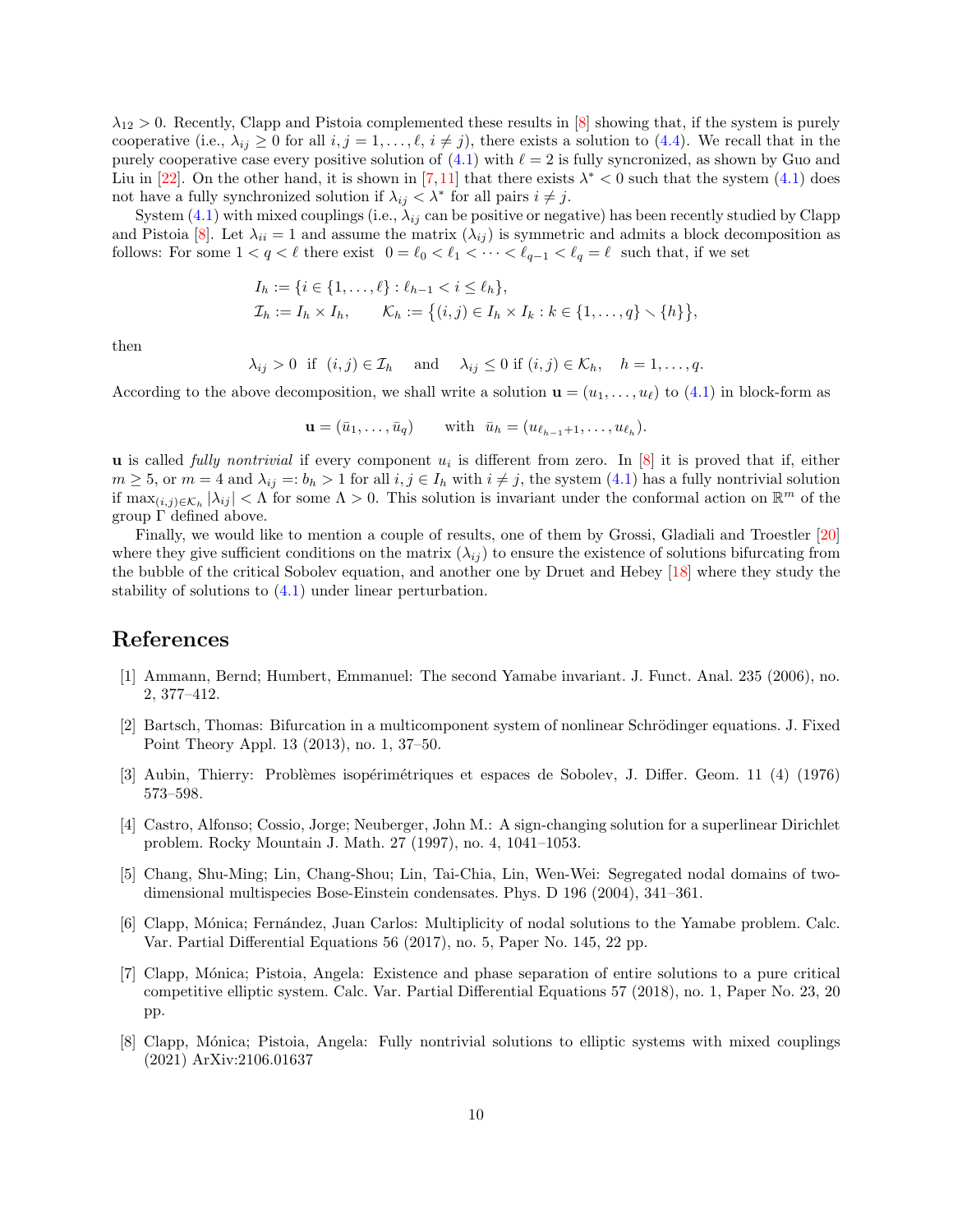$\lambda_{12} > 0$. Recently, Clapp and Pistoia complemented these results in [8] showing that, if the system is purely cooperative (i.e., $\lambda_{ij} \geq 0$ for all $i, j = 1, \dots, \ell$, $i \neq j$), there exists a solution to (4.4). We recall that in the purely cooperative case every positive solution of (4.1) with $\ell = 2$ is fully syncronized, as shown by Guo and Liu in [22]. On the other hand, it is shown in [7,11] that there exists $\lambda^* < 0$ such that the system (4.1) does not have a fully synchronized solution if $\lambda_{ij} < \lambda^*$ for all pairs $i \neq j$.

System (4.1) with mixed couplings (i.e., $\lambda_{ij}$ can be positive or negative) has been recently studied by Clapp and Pistoia [8]. Let $\lambda_{ii} = 1$ and assume the matrix $(\lambda_{ij})$ is symmetric and admits a block decomposition as follows: For some $1 < q < \ell$ there exist $0 = \ell_0 < \ell_1 < \dots < \ell_{q-1} < \ell_q = \ell$ such that, if we set

$$
\begin{aligned}
&I_h := \{i \in \{1, \dots, \ell\} : \ell_{h-1} < i \leq \ell_h\},\\
&\mathcal{I}_h := I_h \times I_h, \qquad \mathcal{K}_h := \big\{(i,j) \in I_h \times I_k : k \in \{1, \dots, q\} \smallsetminus \{h\}\big\},
\end{aligned}
$$

then

$$
\lambda_{ij} > 0 \;\text{ if }\; (i,j) \in \mathcal{I}_h \quad \text{ and } \quad \lambda_{ij} \leq 0 \text{ if } (i,j) \in \mathcal{K}_h, \quad h = 1, \dots, q.
$$

According to the above decomposition, we shall write a solution $\mathbf{u} = (u_1, \dots, u_\ell)$ to (4.1) in block-form as

$$
\mathbf{u} = (\bar{u}_1, \dots, \bar{u}_q) \qquad \text{with } \;\bar{u}_h = (u_{\ell_{h-1}+1}, \dots, u_{\ell_h}).
$$

$\mathbf{u}$ is called *fully nontrivial* if every component $u_i$ is different from zero. In [8] it is proved that if, either $m \geq 5$, or $m = 4$ and $\lambda_{ij} =: b_h > 1$ for all $i, j \in I_h$ with $i \neq j$, the system (4.1) has a fully nontrivial solution if $\max_{(i,j)\in\mathcal{K}_h} |\lambda_{ij}| < \Lambda$ for some $\Lambda > 0$. This solution is invariant under the conformal action on $\mathbb{R}^m$ of the group $\Gamma$ defined above.

Finally, we would like to mention a couple of results, one of them by Grossi, Gladiali and Troestler [20] where they give sufficient conditions on the matrix $(\lambda_{ij})$ to ensure the existence of solutions bifurcating from the bubble of the critical Sobolev equation, and another one by Druet and Hebey [18] where they study the stability of solutions to (4.1) under linear perturbation.

# References

[1] Ammann, Bernd; Humbert, Emmanuel: The second Yamabe invariant. J. Funct. Anal. 235 (2006), no. 2, 377–412.

[2] Bartsch, Thomas: Bifurcation in a multicomponent system of nonlinear Schrödinger equations. J. Fixed Point Theory Appl. 13 (2013), no. 1, 37–50.

[3] Aubin, Thierry: Problèmes isopérimétriques et espaces de Sobolev, J. Differ. Geom. 11 (4) (1976) 573–598.

[4] Castro, Alfonso; Cossio, Jorge; Neuberger, John M.: A sign-changing solution for a superlinear Dirichlet problem. Rocky Mountain J. Math. 27 (1997), no. 4, 1041–1053.

[5] Chang, Shu-Ming; Lin, Chang-Shou; Lin, Tai-Chia, Lin, Wen-Wei: Segregated nodal domains of two-dimensional multispecies Bose-Einstein condensates. Phys. D 196 (2004), 341–361.

[6] Clapp, Mónica; Fernández, Juan Carlos: Multiplicity of nodal solutions to the Yamabe problem. Calc. Var. Partial Differential Equations 56 (2017), no. 5, Paper No. 145, 22 pp.

[7] Clapp, Mónica; Pistoia, Angela: Existence and phase separation of entire solutions to a pure critical competitive elliptic system. Calc. Var. Partial Differential Equations 57 (2018), no. 1, Paper No. 23, 20 pp.

[8] Clapp, Mónica; Pistoia, Angela: Fully nontrivial solutions to elliptic systems with mixed couplings (2021) ArXiv:2106.01637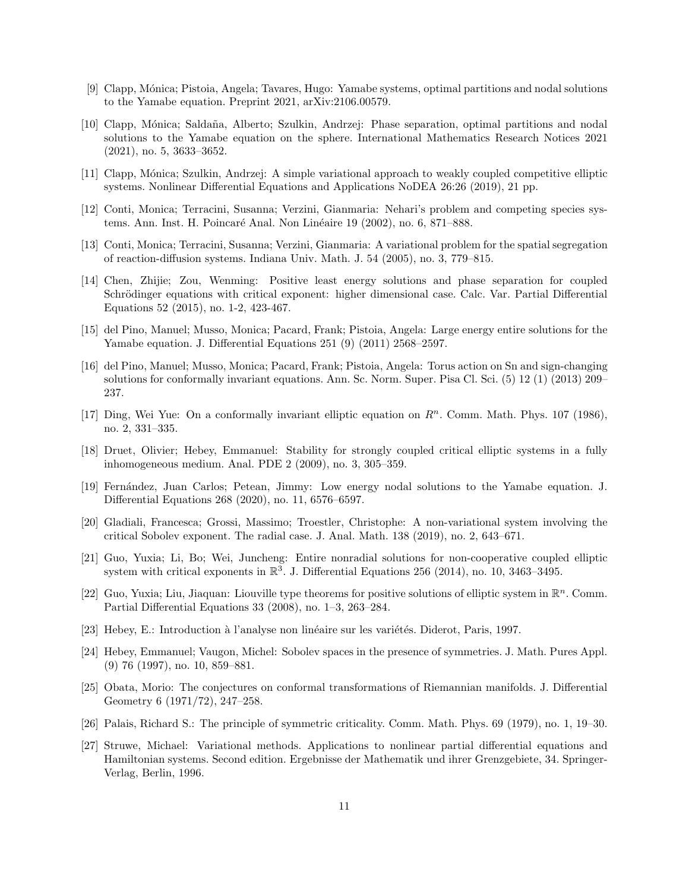[9] Clapp, Mónica; Pistoia, Angela; Tavares, Hugo: Yamabe systems, optimal partitions and nodal solutions to the Yamabe equation. Preprint 2021, arXiv:2106.00579.

[10] Clapp, Mónica; Saldaña, Alberto; Szulkin, Andrzej: Phase separation, optimal partitions and nodal solutions to the Yamabe equation on the sphere. International Mathematics Research Notices 2021 (2021), no. 5, 3633–3652.

[11] Clapp, Mónica; Szulkin, Andrzej: A simple variational approach to weakly coupled competitive elliptic systems. Nonlinear Differential Equations and Applications NoDEA 26:26 (2019), 21 pp.

[12] Conti, Monica; Terracini, Susanna; Verzini, Gianmaria: Nehari's problem and competing species systems. Ann. Inst. H. Poincaré Anal. Non Linéaire 19 (2002), no. 6, 871–888.

[13] Conti, Monica; Terracini, Susanna; Verzini, Gianmaria: A variational problem for the spatial segregation of reaction-diffusion systems. Indiana Univ. Math. J. 54 (2005), no. 3, 779–815.

[14] Chen, Zhijie; Zou, Wenming: Positive least energy solutions and phase separation for coupled Schrödinger equations with critical exponent: higher dimensional case. Calc. Var. Partial Differential Equations 52 (2015), no. 1-2, 423-467.

[15] del Pino, Manuel; Musso, Monica; Pacard, Frank; Pistoia, Angela: Large energy entire solutions for the Yamabe equation. J. Differential Equations 251 (9) (2011) 2568–2597.

[16] del Pino, Manuel; Musso, Monica; Pacard, Frank; Pistoia, Angela: Torus action on Sn and sign-changing solutions for conformally invariant equations. Ann. Sc. Norm. Super. Pisa Cl. Sci. (5) 12 (1) (2013) 209–237.

[17] Ding, Wei Yue: On a conformally invariant elliptic equation on $R^n$. Comm. Math. Phys. 107 (1986), no. 2, 331–335.

[18] Druet, Olivier; Hebey, Emmanuel: Stability for strongly coupled critical elliptic systems in a fully inhomogeneous medium. Anal. PDE 2 (2009), no. 3, 305–359.

[19] Fernández, Juan Carlos; Petean, Jimmy: Low energy nodal solutions to the Yamabe equation. J. Differential Equations 268 (2020), no. 11, 6576–6597.

[20] Gladiali, Francesca; Grossi, Massimo; Troestler, Christophe: A non-variational system involving the critical Sobolev exponent. The radial case. J. Anal. Math. 138 (2019), no. 2, 643–671.

[21] Guo, Yuxia; Li, Bo; Wei, Juncheng: Entire nonradial solutions for non-cooperative coupled elliptic system with critical exponents in $\mathbb{R}^3$. J. Differential Equations 256 (2014), no. 10, 3463–3495.

[22] Guo, Yuxia; Liu, Jiaquan: Liouville type theorems for positive solutions of elliptic system in $\mathbb{R}^n$. Comm. Partial Differential Equations 33 (2008), no. 1–3, 263–284.

[23] Hebey, E.: Introduction à l'analyse non linéaire sur les variétés. Diderot, Paris, 1997.

[24] Hebey, Emmanuel; Vaugon, Michel: Sobolev spaces in the presence of symmetries. J. Math. Pures Appl. (9) 76 (1997), no. 10, 859–881.

[25] Obata, Morio: The conjectures on conformal transformations of Riemannian manifolds. J. Differential Geometry 6 (1971/72), 247–258.

[26] Palais, Richard S.: The principle of symmetric criticality. Comm. Math. Phys. 69 (1979), no. 1, 19–30.

[27] Struwe, Michael: Variational methods. Applications to nonlinear partial differential equations and Hamiltonian systems. Second edition. Ergebnisse der Mathematik und ihrer Grenzgebiete, 34. Springer-Verlag, Berlin, 1996.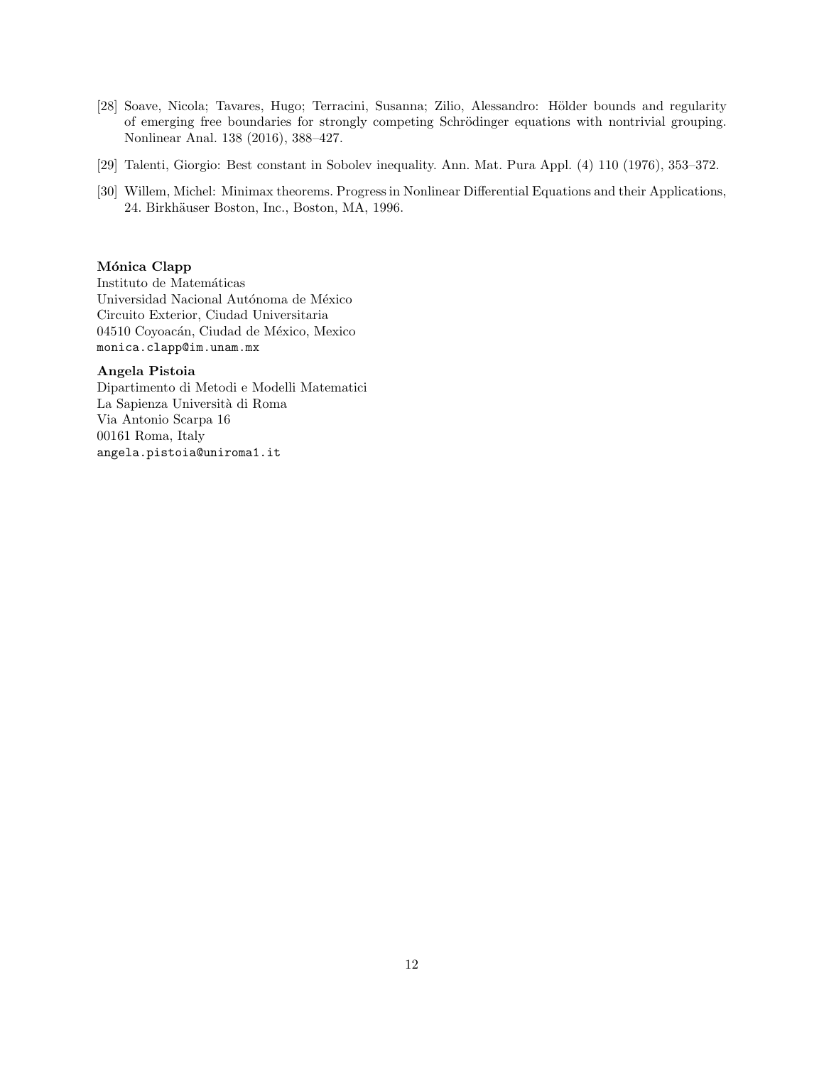[28] Soave, Nicola; Tavares, Hugo; Terracini, Susanna; Zilio, Alessandro: Hölder bounds and regularity of emerging free boundaries for strongly competing Schrödinger equations with nontrivial grouping. Nonlinear Anal. 138 (2016), 388–427.

[29] Talenti, Giorgio: Best constant in Sobolev inequality. Ann. Mat. Pura Appl. (4) 110 (1976), 353–372.

[30] Willem, Michel: Minimax theorems. Progress in Nonlinear Differential Equations and their Applications, 24. Birkhäuser Boston, Inc., Boston, MA, 1996.

**Mónica Clapp**
Instituto de Matemáticas
Universidad Nacional Autónoma de México
Circuito Exterior, Ciudad Universitaria
04510 Coyoacán, Ciudad de México, Mexico
monica.clapp@im.unam.mx

**Angela Pistoia**
Dipartimento di Metodi e Modelli Matematici
La Sapienza Università di Roma
Via Antonio Scarpa 16
00161 Roma, Italy
angela.pistoia@uniroma1.it